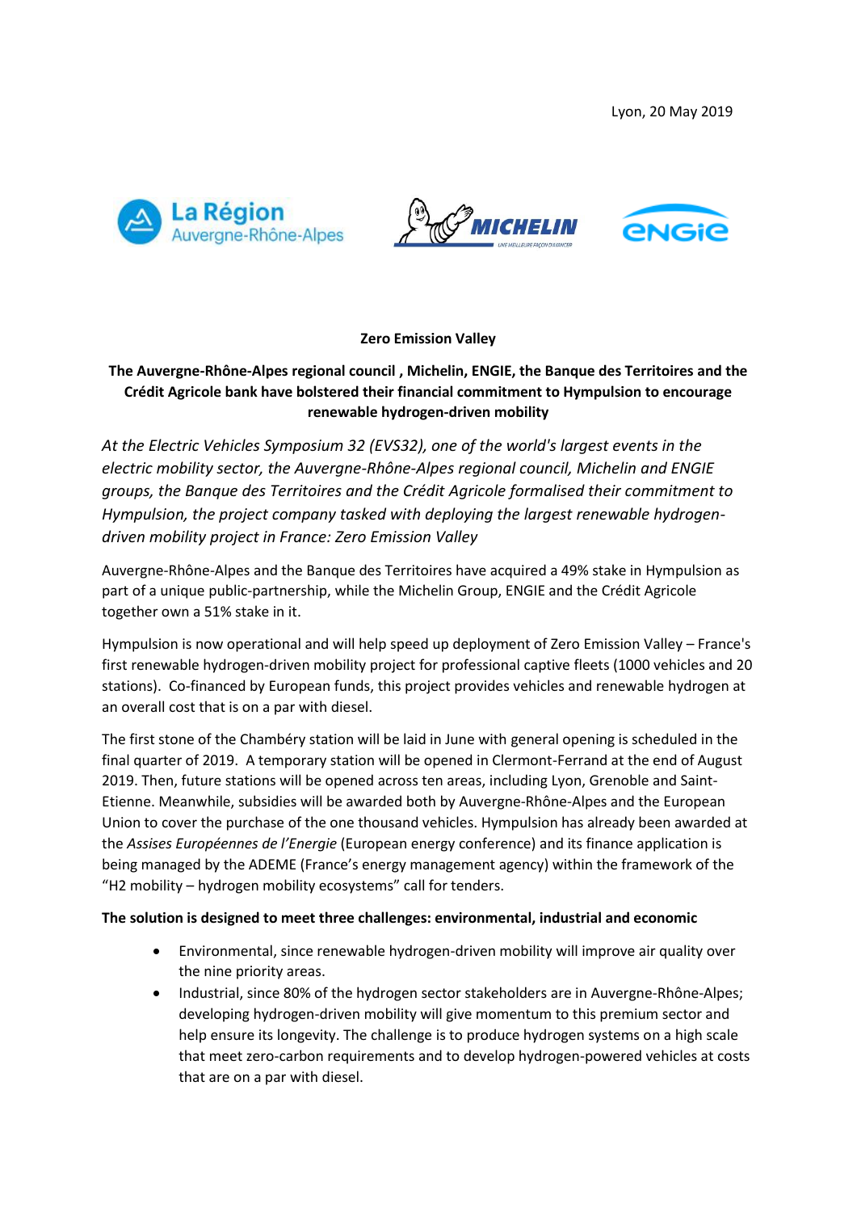Lyon, 20 May 2019

**Zero Emission Valley**

**The Auvergne-Rhône-Alpes regional council , Michelin, ENGIE, the Banque des Territoires and the Crédit Agricole bank have bolstered their financial commitment to Hympulsion to encourage renewable hydrogen-driven mobility**

*At the Electric Vehicles Symposium 32 (EVS32), one of the world's largest events in the electric mobility sector, the Auvergne-Rhône-Alpes regional council, Michelin and ENGIE groups, the Banque des Territoires and the Crédit Agricole formalised their commitment to Hympulsion, the project company tasked with deploying the largest renewable hydrogen-driven mobility project in France: Zero Emission Valley*

Auvergne-Rhône-Alpes and the Banque des Territoires have acquired a 49% stake in Hympulsion as part of a unique public-partnership, while the Michelin Group, ENGIE and the Crédit Agricole together own a 51% stake in it.

Hympulsion is now operational and will help speed up deployment of Zero Emission Valley – France's first renewable hydrogen-driven mobility project for professional captive fleets (1000 vehicles and 20 stations). Co-financed by European funds, this project provides vehicles and renewable hydrogen at an overall cost that is on a par with diesel.

The first stone of the Chambéry station will be laid in June with general opening is scheduled in the final quarter of 2019. A temporary station will be opened in Clermont-Ferrand at the end of August 2019. Then, future stations will be opened across ten areas, including Lyon, Grenoble and Saint-Etienne. Meanwhile, subsidies will be awarded both by Auvergne-Rhône-Alpes and the European Union to cover the purchase of the one thousand vehicles. Hympulsion has already been awarded at the *Assises Européennes de l'Energie* (European energy conference) and its finance application is being managed by the ADEME (France's energy management agency) within the framework of the "H2 mobility – hydrogen mobility ecosystems" call for tenders.

**The solution is designed to meet three challenges: environmental, industrial and economic**

- Environmental, since renewable hydrogen-driven mobility will improve air quality over the nine priority areas.
- Industrial, since 80% of the hydrogen sector stakeholders are in Auvergne-Rhône-Alpes; developing hydrogen-driven mobility will give momentum to this premium sector and help ensure its longevity. The challenge is to produce hydrogen systems on a high scale that meet zero-carbon requirements and to develop hydrogen-powered vehicles at costs that are on a par with diesel.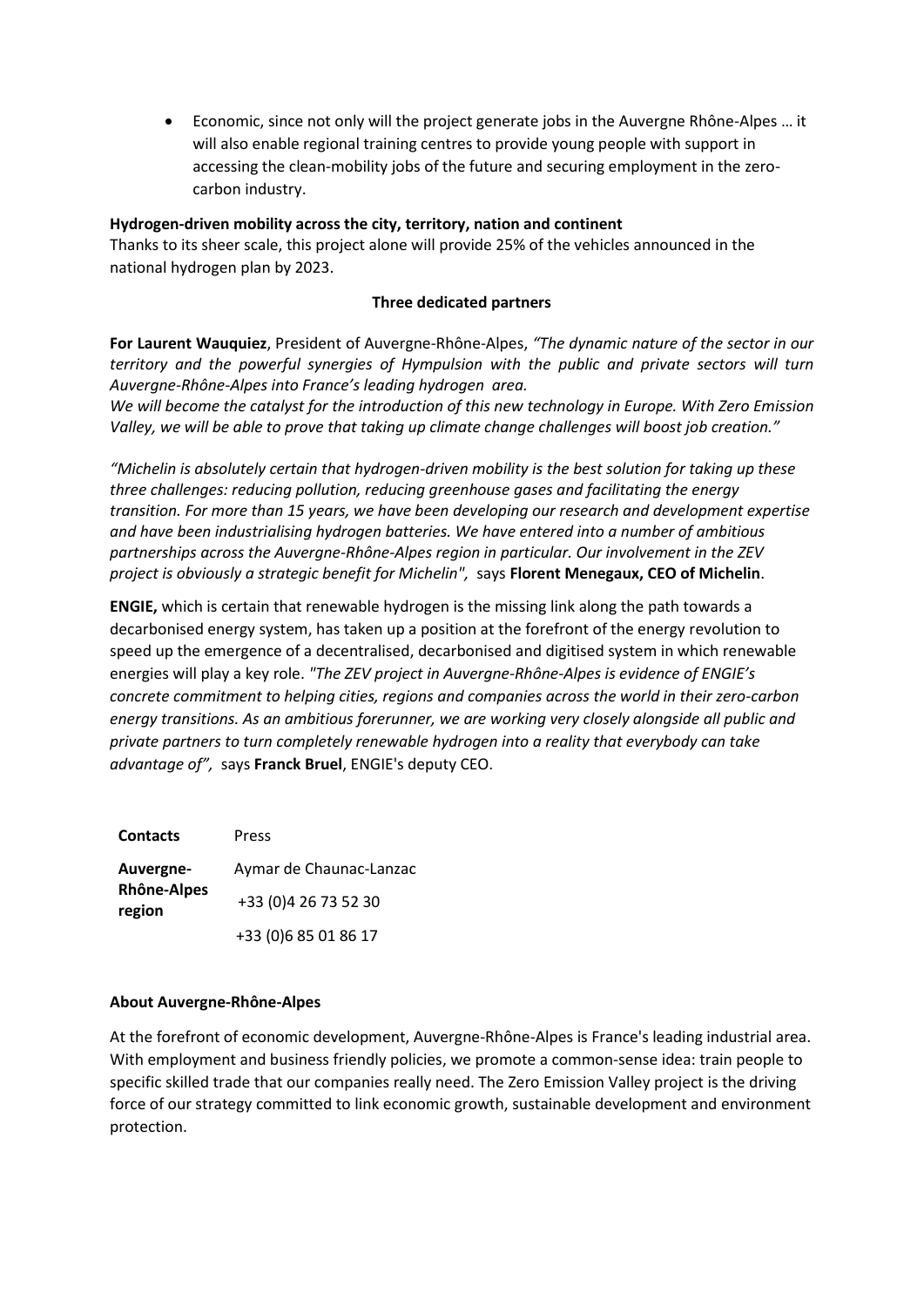- Economic, since not only will the project generate jobs in the Auvergne Rhône-Alpes … it will also enable regional training centres to provide young people with support in accessing the clean-mobility jobs of the future and securing employment in the zero-carbon industry.

**Hydrogen-driven mobility across the city, territory, nation and continent**

Thanks to its sheer scale, this project alone will provide 25% of the vehicles announced in the national hydrogen plan by 2023.

**Three dedicated partners**

**For Laurent Wauquiez**, President of Auvergne-Rhône-Alpes, *"The dynamic nature of the sector in our territory and the powerful synergies of Hympulsion with the public and private sectors will turn Auvergne-Rhône-Alpes into France's leading hydrogen area.*
*We will become the catalyst for the introduction of this new technology in Europe. With Zero Emission Valley, we will be able to prove that taking up climate change challenges will boost job creation."*

*"Michelin is absolutely certain that hydrogen-driven mobility is the best solution for taking up these three challenges: reducing pollution, reducing greenhouse gases and facilitating the energy transition. For more than 15 years, we have been developing our research and development expertise and have been industrialising hydrogen batteries. We have entered into a number of ambitious partnerships across the Auvergne-Rhône-Alpes region in particular. Our involvement in the ZEV project is obviously a strategic benefit for Michelin",* says **Florent Menegaux, CEO of Michelin**.

**ENGIE,** which is certain that renewable hydrogen is the missing link along the path towards a decarbonised energy system, has taken up a position at the forefront of the energy revolution to speed up the emergence of a decentralised, decarbonised and digitised system in which renewable energies will play a key role. *"The ZEV project in Auvergne-Rhône-Alpes is evidence of ENGIE's concrete commitment to helping cities, regions and companies across the world in their zero-carbon energy transitions. As an ambitious forerunner, we are working very closely alongside all public and private partners to turn completely renewable hydrogen into a reality that everybody can take advantage of",* says **Franck Bruel**, ENGIE's deputy CEO.

| **Contacts** | Press |
|---|---|
| **Auvergne-Rhône-Alpes region** | Aymar de Chaunac-Lanzac |
| | +33 (0)4 26 73 52 30 |
| | +33 (0)6 85 01 86 17 |

**About Auvergne-Rhône-Alpes**

At the forefront of economic development, Auvergne-Rhône-Alpes is France's leading industrial area. With employment and business friendly policies, we promote a common-sense idea: train people to specific skilled trade that our companies really need. The Zero Emission Valley project is the driving force of our strategy committed to link economic growth, sustainable development and environment protection.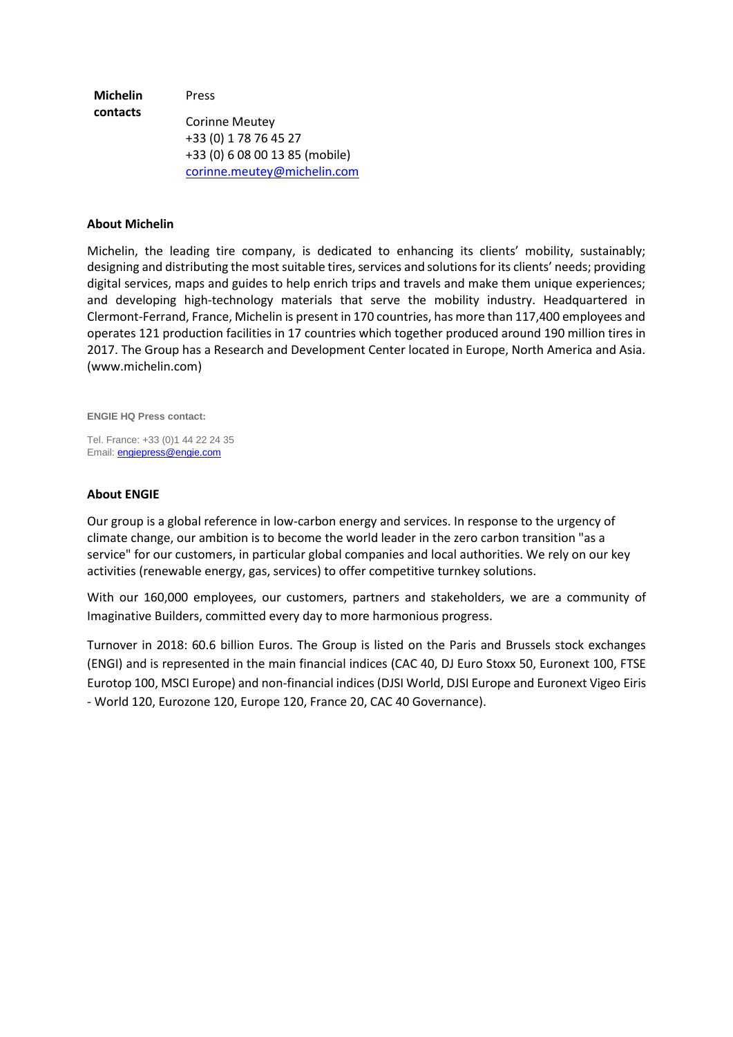**Michelin contacts**

Press

Corinne Meutey
+33 (0) 1 78 76 45 27
+33 (0) 6 08 00 13 85 (mobile)
corinne.meutey@michelin.com

**About Michelin**

Michelin, the leading tire company, is dedicated to enhancing its clients' mobility, sustainably; designing and distributing the most suitable tires, services and solutions for its clients' needs; providing digital services, maps and guides to help enrich trips and travels and make them unique experiences; and developing high-technology materials that serve the mobility industry. Headquartered in Clermont-Ferrand, France, Michelin is present in 170 countries, has more than 117,400 employees and operates 121 production facilities in 17 countries which together produced around 190 million tires in 2017. The Group has a Research and Development Center located in Europe, North America and Asia. (www.michelin.com)

**ENGIE HQ Press contact:**

Tel. France: +33 (0)1 44 22 24 35
Email: engiepress@engie.com

**About ENGIE**

Our group is a global reference in low-carbon energy and services. In response to the urgency of climate change, our ambition is to become the world leader in the zero carbon transition "as a service" for our customers, in particular global companies and local authorities. We rely on our key activities (renewable energy, gas, services) to offer competitive turnkey solutions.

With our 160,000 employees, our customers, partners and stakeholders, we are a community of Imaginative Builders, committed every day to more harmonious progress.

Turnover in 2018: 60.6 billion Euros. The Group is listed on the Paris and Brussels stock exchanges (ENGI) and is represented in the main financial indices (CAC 40, DJ Euro Stoxx 50, Euronext 100, FTSE Eurotop 100, MSCI Europe) and non-financial indices (DJSI World, DJSI Europe and Euronext Vigeo Eiris - World 120, Eurozone 120, Europe 120, France 20, CAC 40 Governance).